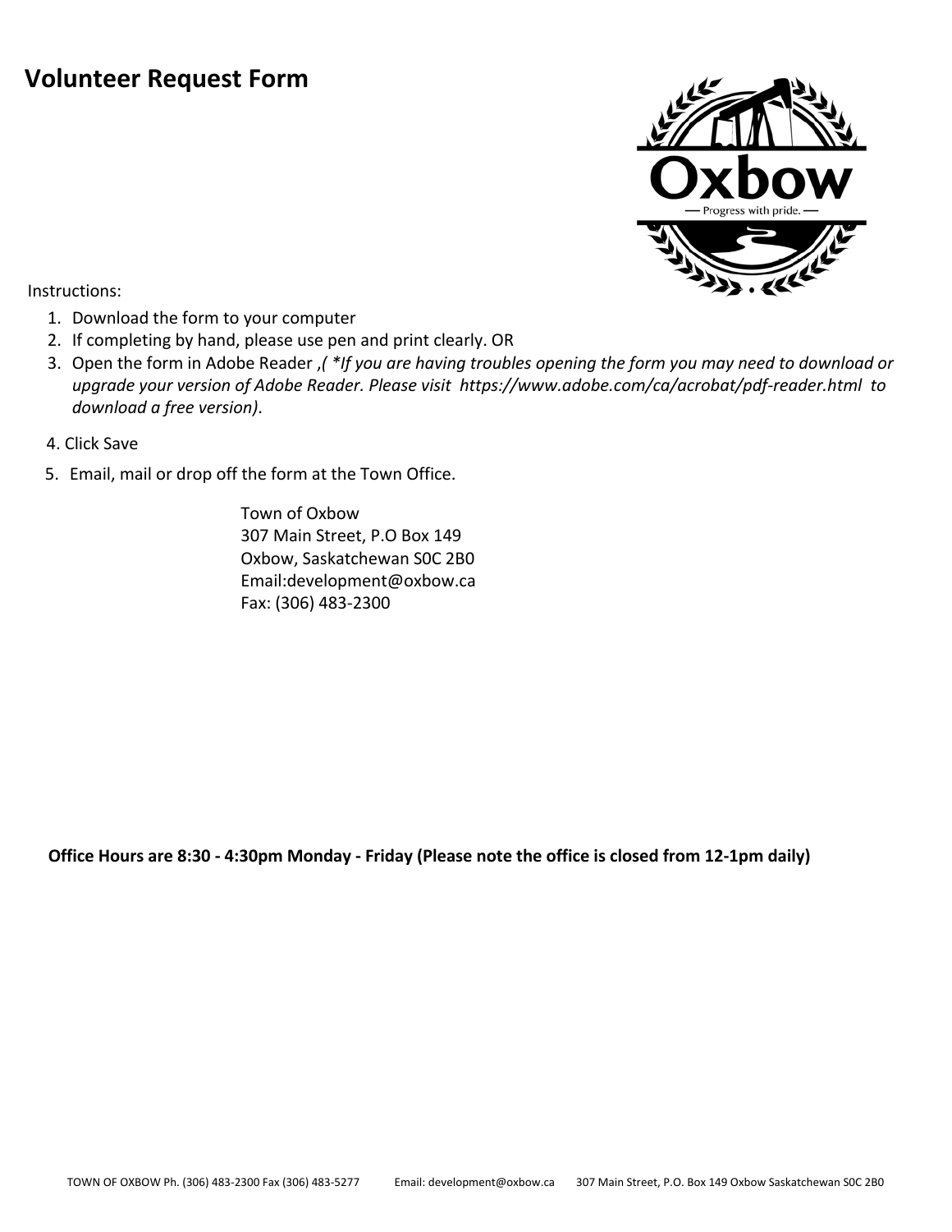# Volunteer Request Form

Instructions:

1. Download the form to your computer
2. If completing by hand, please use pen and print clearly. OR
3. Open the form in Adobe Reader ,*( \*If you are having troubles opening the form you may need to download or upgrade your version of Adobe Reader. Please visit https://www.adobe.com/ca/acrobat/pdf-reader.html to download a free version)*.
4. Click Save
5. Email, mail or drop off the form at the Town Office.

Town of Oxbow
307 Main Street, P.O Box 149
Oxbow, Saskatchewan S0C 2B0
Email:development@oxbow.ca
Fax: (306) 483-2300

**Office Hours are 8:30 - 4:30pm Monday - Friday (Please note the office is closed from 12-1pm daily)**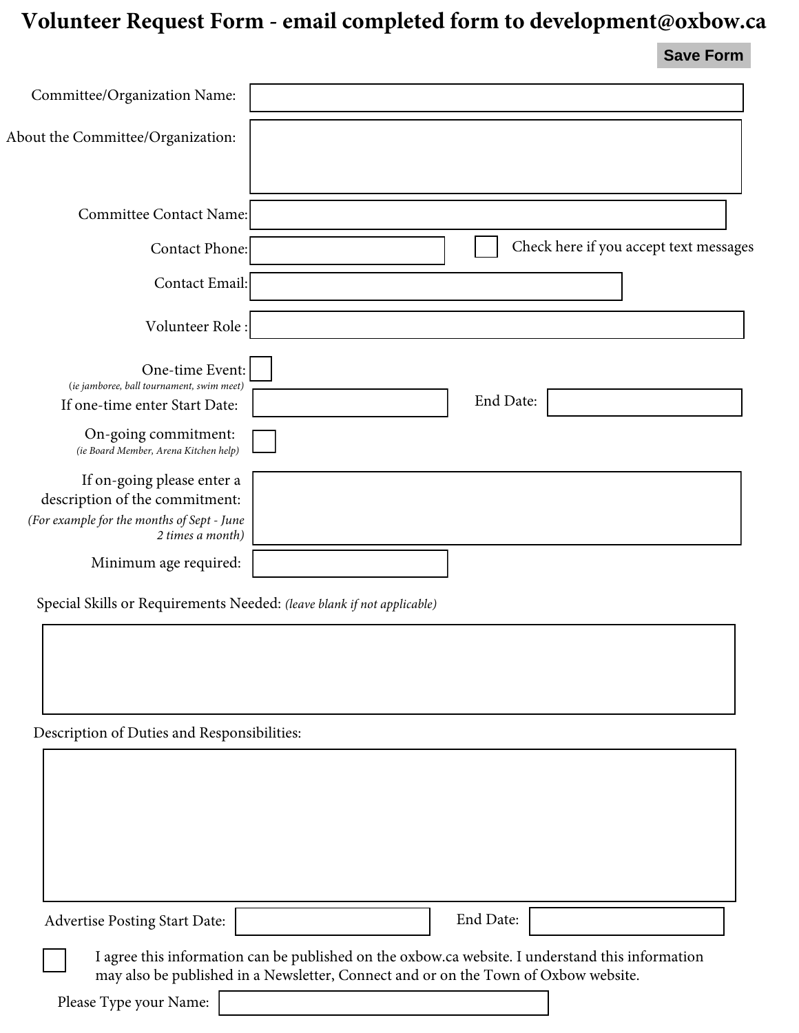# Volunteer Request Form - email completed form to development@oxbow.ca

Save Form

Committee/Organization Name:

About the Committee/Organization:

Committee Contact Name:

Contact Phone: ☐ Check here if you accept text messages

Contact Email:

Volunteer Role :

One-time Event: ☐
*(ie jamboree, ball tournament, swim meet)*

If one-time enter Start Date: End Date:

On-going commitment: ☐
*(ie Board Member, Arena Kitchen help)*

If on-going please enter a description of the commitment:
*(For example for the months of Sept - June 2 times a month)*

Minimum age required:

Special Skills or Requirements Needed: *(leave blank if not applicable)*

Description of Duties and Responsibilities:

Advertise Posting Start Date: End Date:

☐ I agree this information can be published on the oxbow.ca website. I understand this information may also be published in a Newsletter, Connect and or on the Town of Oxbow website.

Please Type your Name: